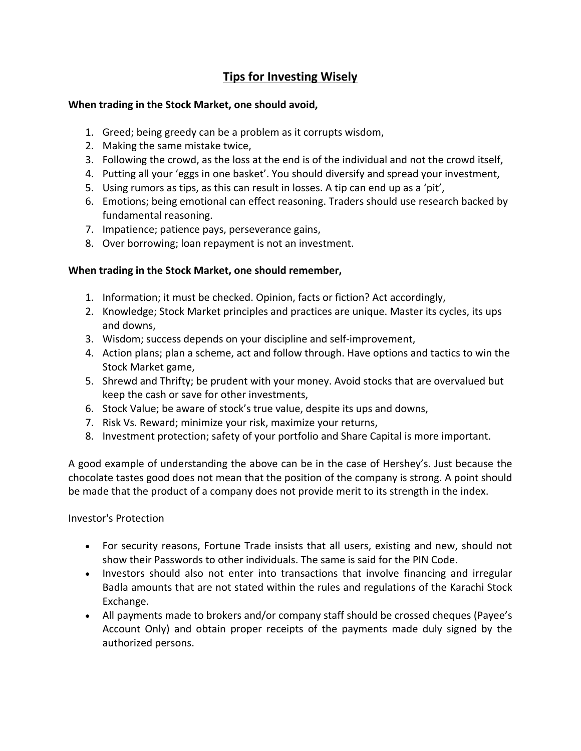# Tips for Investing Wisely

**When trading in the Stock Market, one should avoid,**

1. Greed; being greedy can be a problem as it corrupts wisdom,
2. Making the same mistake twice,
3. Following the crowd, as the loss at the end is of the individual and not the crowd itself,
4. Putting all your 'eggs in one basket'. You should diversify and spread your investment,
5. Using rumors as tips, as this can result in losses. A tip can end up as a 'pit',
6. Emotions; being emotional can effect reasoning. Traders should use research backed by fundamental reasoning.
7. Impatience; patience pays, perseverance gains,
8. Over borrowing; loan repayment is not an investment.

**When trading in the Stock Market, one should remember,**

1. Information; it must be checked. Opinion, facts or fiction? Act accordingly,
2. Knowledge; Stock Market principles and practices are unique. Master its cycles, its ups and downs,
3. Wisdom; success depends on your discipline and self-improvement,
4. Action plans; plan a scheme, act and follow through. Have options and tactics to win the Stock Market game,
5. Shrewd and Thrifty; be prudent with your money. Avoid stocks that are overvalued but keep the cash or save for other investments,
6. Stock Value; be aware of stock's true value, despite its ups and downs,
7. Risk Vs. Reward; minimize your risk, maximize your returns,
8. Investment protection; safety of your portfolio and Share Capital is more important.

A good example of understanding the above can be in the case of Hershey's. Just because the chocolate tastes good does not mean that the position of the company is strong. A point should be made that the product of a company does not provide merit to its strength in the index.

Investor's Protection

- For security reasons, Fortune Trade insists that all users, existing and new, should not show their Passwords to other individuals. The same is said for the PIN Code.
- Investors should also not enter into transactions that involve financing and irregular Badla amounts that are not stated within the rules and regulations of the Karachi Stock Exchange.
- All payments made to brokers and/or company staff should be crossed cheques (Payee's Account Only) and obtain proper receipts of the payments made duly signed by the authorized persons.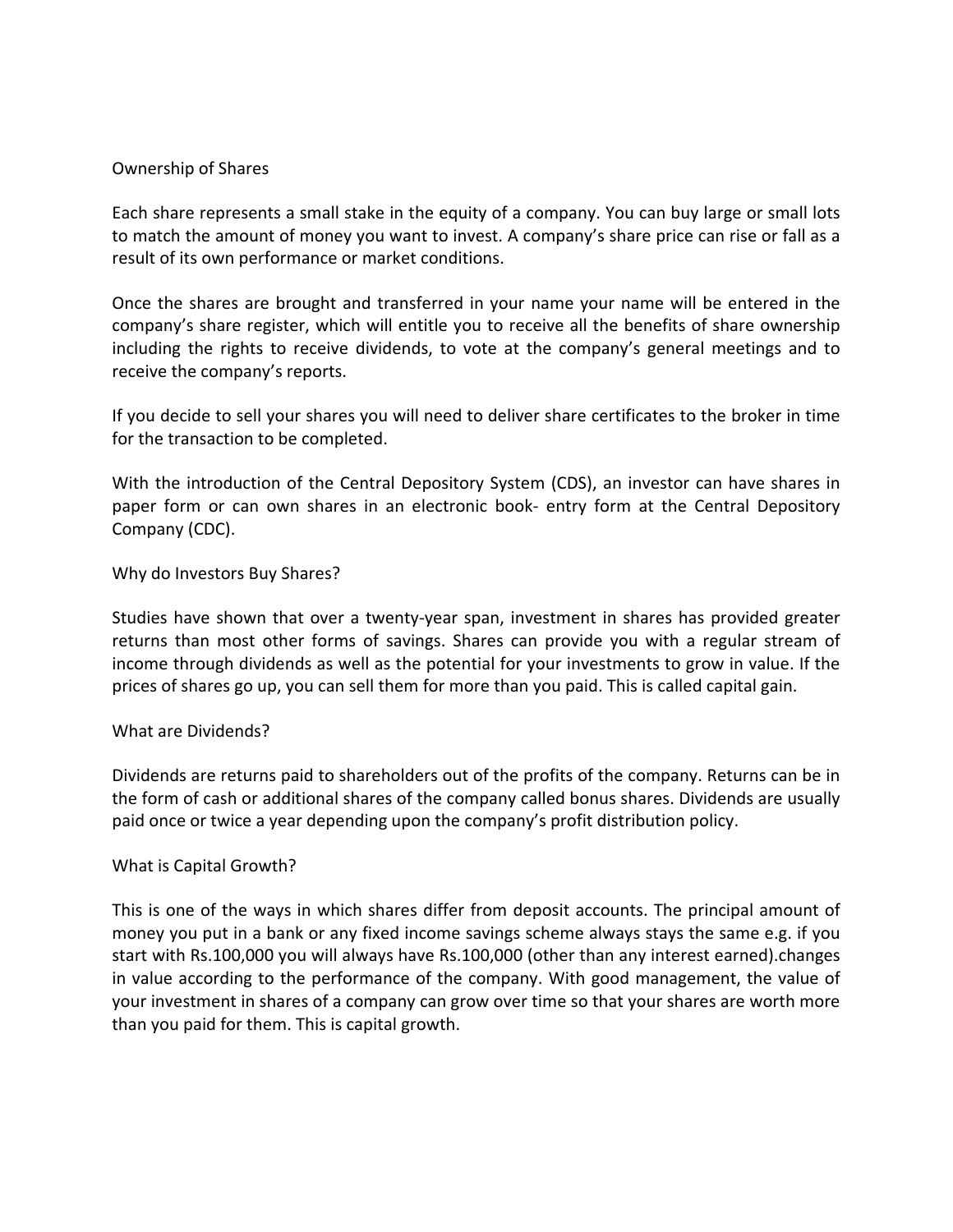## Ownership of Shares

Each share represents a small stake in the equity of a company. You can buy large or small lots to match the amount of money you want to invest. A company's share price can rise or fall as a result of its own performance or market conditions.

Once the shares are brought and transferred in your name your name will be entered in the company's share register, which will entitle you to receive all the benefits of share ownership including the rights to receive dividends, to vote at the company's general meetings and to receive the company's reports.

If you decide to sell your shares you will need to deliver share certificates to the broker in time for the transaction to be completed.

With the introduction of the Central Depository System (CDS), an investor can have shares in paper form or can own shares in an electronic book- entry form at the Central Depository Company (CDC).

## Why do Investors Buy Shares?

Studies have shown that over a twenty-year span, investment in shares has provided greater returns than most other forms of savings. Shares can provide you with a regular stream of income through dividends as well as the potential for your investments to grow in value. If the prices of shares go up, you can sell them for more than you paid. This is called capital gain.

## What are Dividends?

Dividends are returns paid to shareholders out of the profits of the company. Returns can be in the form of cash or additional shares of the company called bonus shares. Dividends are usually paid once or twice a year depending upon the company's profit distribution policy.

## What is Capital Growth?

This is one of the ways in which shares differ from deposit accounts. The principal amount of money you put in a bank or any fixed income savings scheme always stays the same e.g. if you start with Rs.100,000 you will always have Rs.100,000 (other than any interest earned).changes in value according to the performance of the company. With good management, the value of your investment in shares of a company can grow over time so that your shares are worth more than you paid for them. This is capital growth.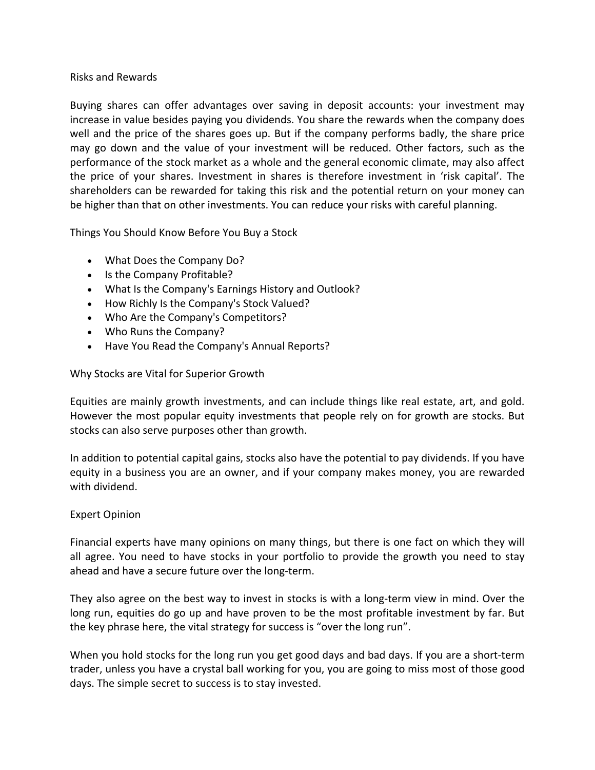## Risks and Rewards

Buying shares can offer advantages over saving in deposit accounts: your investment may increase in value besides paying you dividends. You share the rewards when the company does well and the price of the shares goes up. But if the company performs badly, the share price may go down and the value of your investment will be reduced. Other factors, such as the performance of the stock market as a whole and the general economic climate, may also affect the price of your shares. Investment in shares is therefore investment in 'risk capital'. The shareholders can be rewarded for taking this risk and the potential return on your money can be higher than that on other investments. You can reduce your risks with careful planning.

## Things You Should Know Before You Buy a Stock

- What Does the Company Do?
- Is the Company Profitable?
- What Is the Company's Earnings History and Outlook?
- How Richly Is the Company's Stock Valued?
- Who Are the Company's Competitors?
- Who Runs the Company?
- Have You Read the Company's Annual Reports?

## Why Stocks are Vital for Superior Growth

Equities are mainly growth investments, and can include things like real estate, art, and gold. However the most popular equity investments that people rely on for growth are stocks. But stocks can also serve purposes other than growth.

In addition to potential capital gains, stocks also have the potential to pay dividends. If you have equity in a business you are an owner, and if your company makes money, you are rewarded with dividend.

## Expert Opinion

Financial experts have many opinions on many things, but there is one fact on which they will all agree. You need to have stocks in your portfolio to provide the growth you need to stay ahead and have a secure future over the long-term.

They also agree on the best way to invest in stocks is with a long-term view in mind. Over the long run, equities do go up and have proven to be the most profitable investment by far. But the key phrase here, the vital strategy for success is "over the long run".

When you hold stocks for the long run you get good days and bad days. If you are a short-term trader, unless you have a crystal ball working for you, you are going to miss most of those good days. The simple secret to success is to stay invested.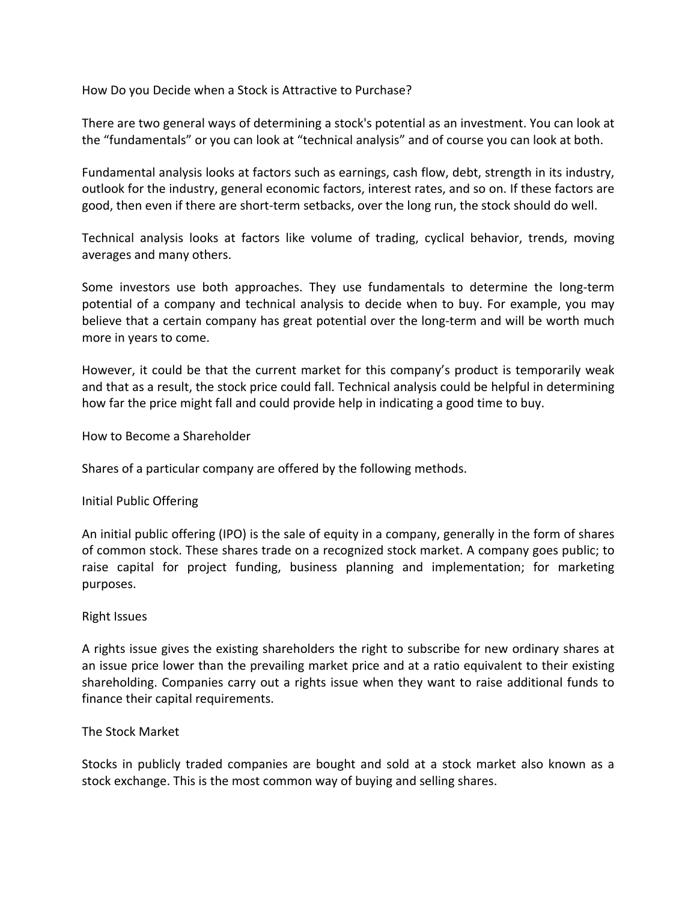## How Do you Decide when a Stock is Attractive to Purchase?

There are two general ways of determining a stock's potential as an investment. You can look at the "fundamentals" or you can look at "technical analysis" and of course you can look at both.

Fundamental analysis looks at factors such as earnings, cash flow, debt, strength in its industry, outlook for the industry, general economic factors, interest rates, and so on. If these factors are good, then even if there are short-term setbacks, over the long run, the stock should do well.

Technical analysis looks at factors like volume of trading, cyclical behavior, trends, moving averages and many others.

Some investors use both approaches. They use fundamentals to determine the long-term potential of a company and technical analysis to decide when to buy. For example, you may believe that a certain company has great potential over the long-term and will be worth much more in years to come.

However, it could be that the current market for this company's product is temporarily weak and that as a result, the stock price could fall. Technical analysis could be helpful in determining how far the price might fall and could provide help in indicating a good time to buy.

## How to Become a Shareholder

Shares of a particular company are offered by the following methods.

### Initial Public Offering

An initial public offering (IPO) is the sale of equity in a company, generally in the form of shares of common stock. These shares trade on a recognized stock market. A company goes public; to raise capital for project funding, business planning and implementation; for marketing purposes.

### Right Issues

A rights issue gives the existing shareholders the right to subscribe for new ordinary shares at an issue price lower than the prevailing market price and at a ratio equivalent to their existing shareholding. Companies carry out a rights issue when they want to raise additional funds to finance their capital requirements.

### The Stock Market

Stocks in publicly traded companies are bought and sold at a stock market also known as a stock exchange. This is the most common way of buying and selling shares.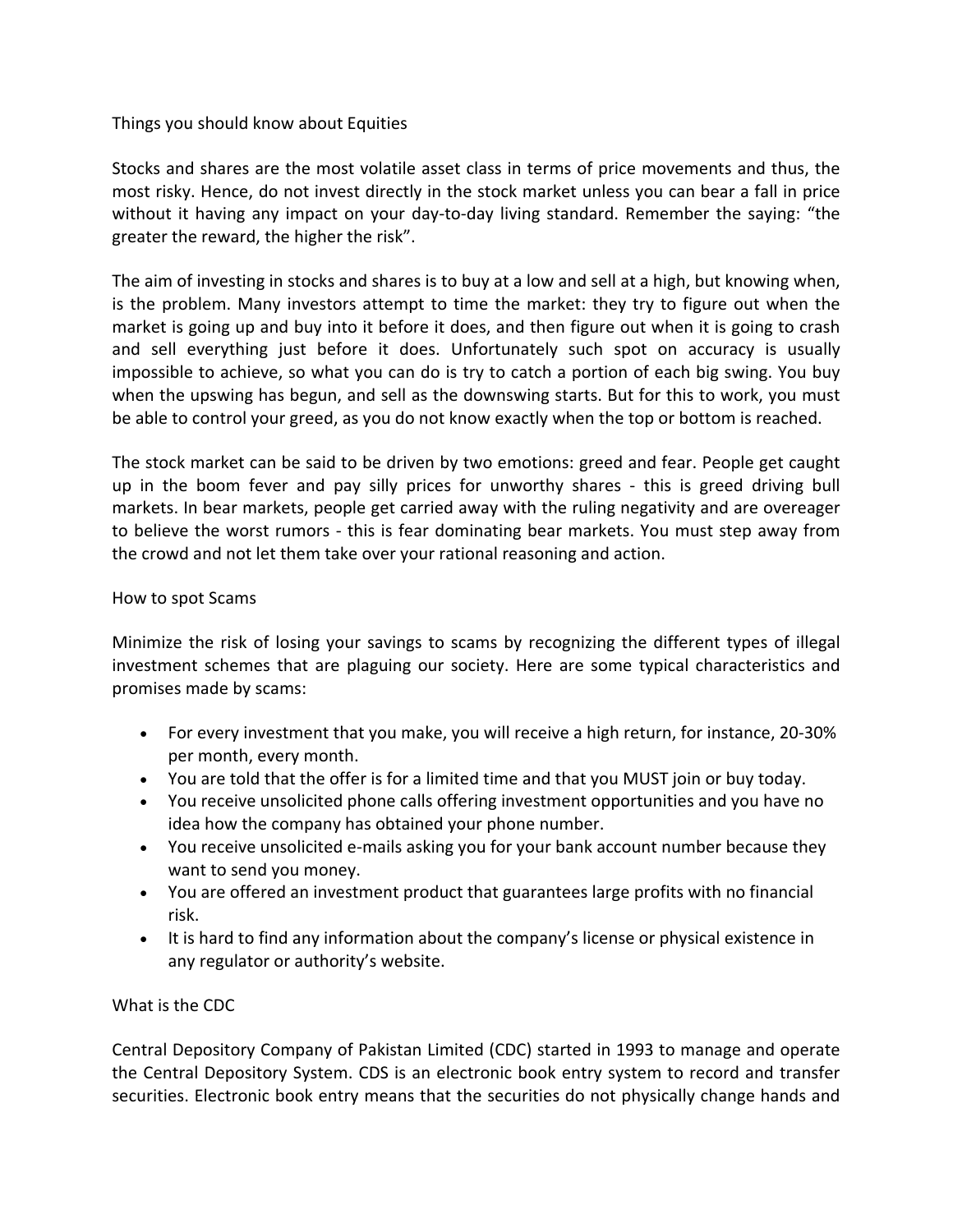## Things you should know about Equities

Stocks and shares are the most volatile asset class in terms of price movements and thus, the most risky. Hence, do not invest directly in the stock market unless you can bear a fall in price without it having any impact on your day-to-day living standard. Remember the saying: "the greater the reward, the higher the risk".

The aim of investing in stocks and shares is to buy at a low and sell at a high, but knowing when, is the problem. Many investors attempt to time the market: they try to figure out when the market is going up and buy into it before it does, and then figure out when it is going to crash and sell everything just before it does. Unfortunately such spot on accuracy is usually impossible to achieve, so what you can do is try to catch a portion of each big swing. You buy when the upswing has begun, and sell as the downswing starts. But for this to work, you must be able to control your greed, as you do not know exactly when the top or bottom is reached.

The stock market can be said to be driven by two emotions: greed and fear. People get caught up in the boom fever and pay silly prices for unworthy shares - this is greed driving bull markets. In bear markets, people get carried away with the ruling negativity and are overeager to believe the worst rumors - this is fear dominating bear markets. You must step away from the crowd and not let them take over your rational reasoning and action.

## How to spot Scams

Minimize the risk of losing your savings to scams by recognizing the different types of illegal investment schemes that are plaguing our society. Here are some typical characteristics and promises made by scams:

- For every investment that you make, you will receive a high return, for instance, 20-30% per month, every month.
- You are told that the offer is for a limited time and that you MUST join or buy today.
- You receive unsolicited phone calls offering investment opportunities and you have no idea how the company has obtained your phone number.
- You receive unsolicited e-mails asking you for your bank account number because they want to send you money.
- You are offered an investment product that guarantees large profits with no financial risk.
- It is hard to find any information about the company's license or physical existence in any regulator or authority's website.

## What is the CDC

Central Depository Company of Pakistan Limited (CDC) started in 1993 to manage and operate the Central Depository System. CDS is an electronic book entry system to record and transfer securities. Electronic book entry means that the securities do not physically change hands and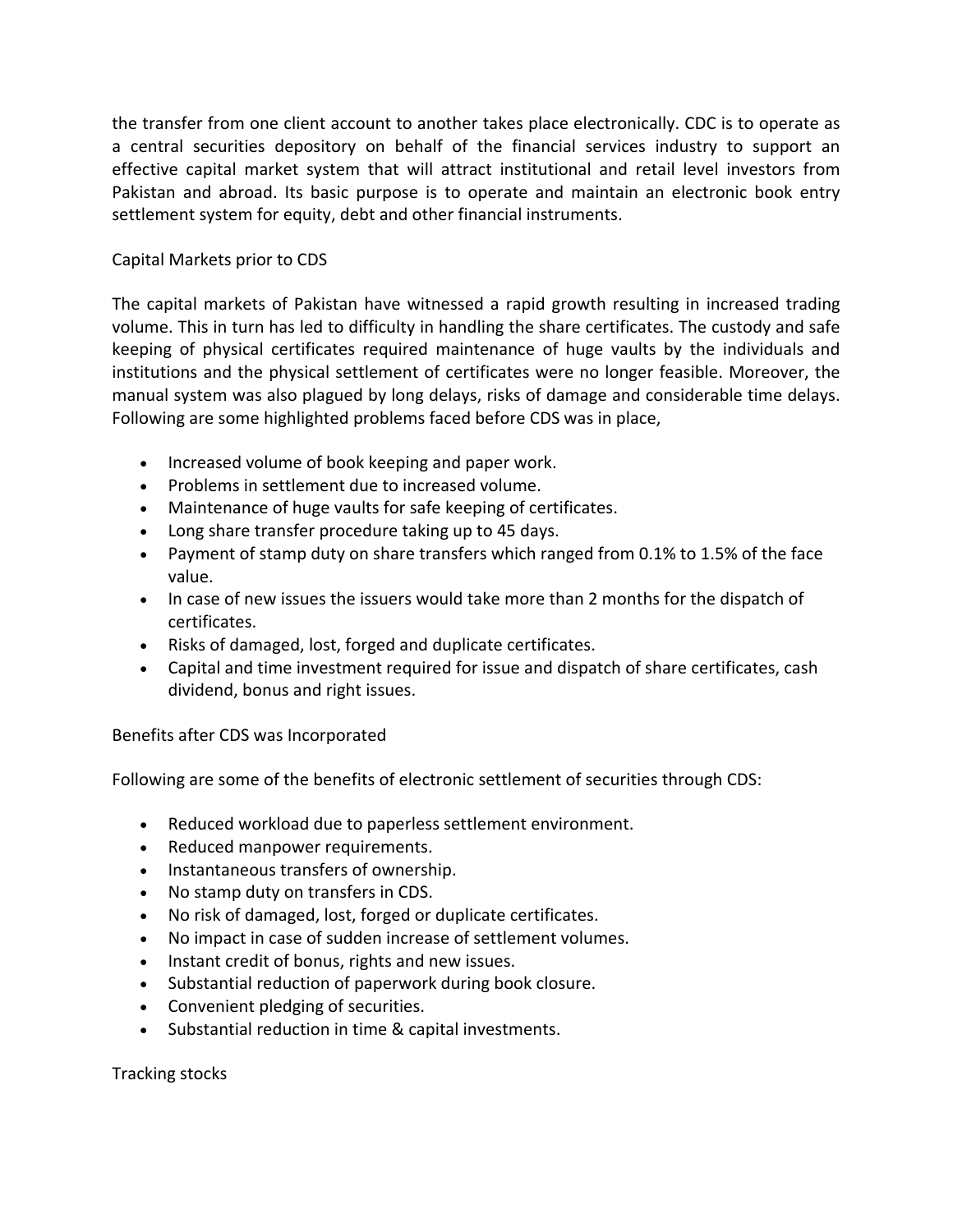the transfer from one client account to another takes place electronically. CDC is to operate as a central securities depository on behalf of the financial services industry to support an effective capital market system that will attract institutional and retail level investors from Pakistan and abroad. Its basic purpose is to operate and maintain an electronic book entry settlement system for equity, debt and other financial instruments.

## Capital Markets prior to CDS

The capital markets of Pakistan have witnessed a rapid growth resulting in increased trading volume. This in turn has led to difficulty in handling the share certificates. The custody and safe keeping of physical certificates required maintenance of huge vaults by the individuals and institutions and the physical settlement of certificates were no longer feasible. Moreover, the manual system was also plagued by long delays, risks of damage and considerable time delays. Following are some highlighted problems faced before CDS was in place,

- Increased volume of book keeping and paper work.
- Problems in settlement due to increased volume.
- Maintenance of huge vaults for safe keeping of certificates.
- Long share transfer procedure taking up to 45 days.
- Payment of stamp duty on share transfers which ranged from 0.1% to 1.5% of the face value.
- In case of new issues the issuers would take more than 2 months for the dispatch of certificates.
- Risks of damaged, lost, forged and duplicate certificates.
- Capital and time investment required for issue and dispatch of share certificates, cash dividend, bonus and right issues.

## Benefits after CDS was Incorporated

Following are some of the benefits of electronic settlement of securities through CDS:

- Reduced workload due to paperless settlement environment.
- Reduced manpower requirements.
- Instantaneous transfers of ownership.
- No stamp duty on transfers in CDS.
- No risk of damaged, lost, forged or duplicate certificates.
- No impact in case of sudden increase of settlement volumes.
- Instant credit of bonus, rights and new issues.
- Substantial reduction of paperwork during book closure.
- Convenient pledging of securities.
- Substantial reduction in time & capital investments.

## Tracking stocks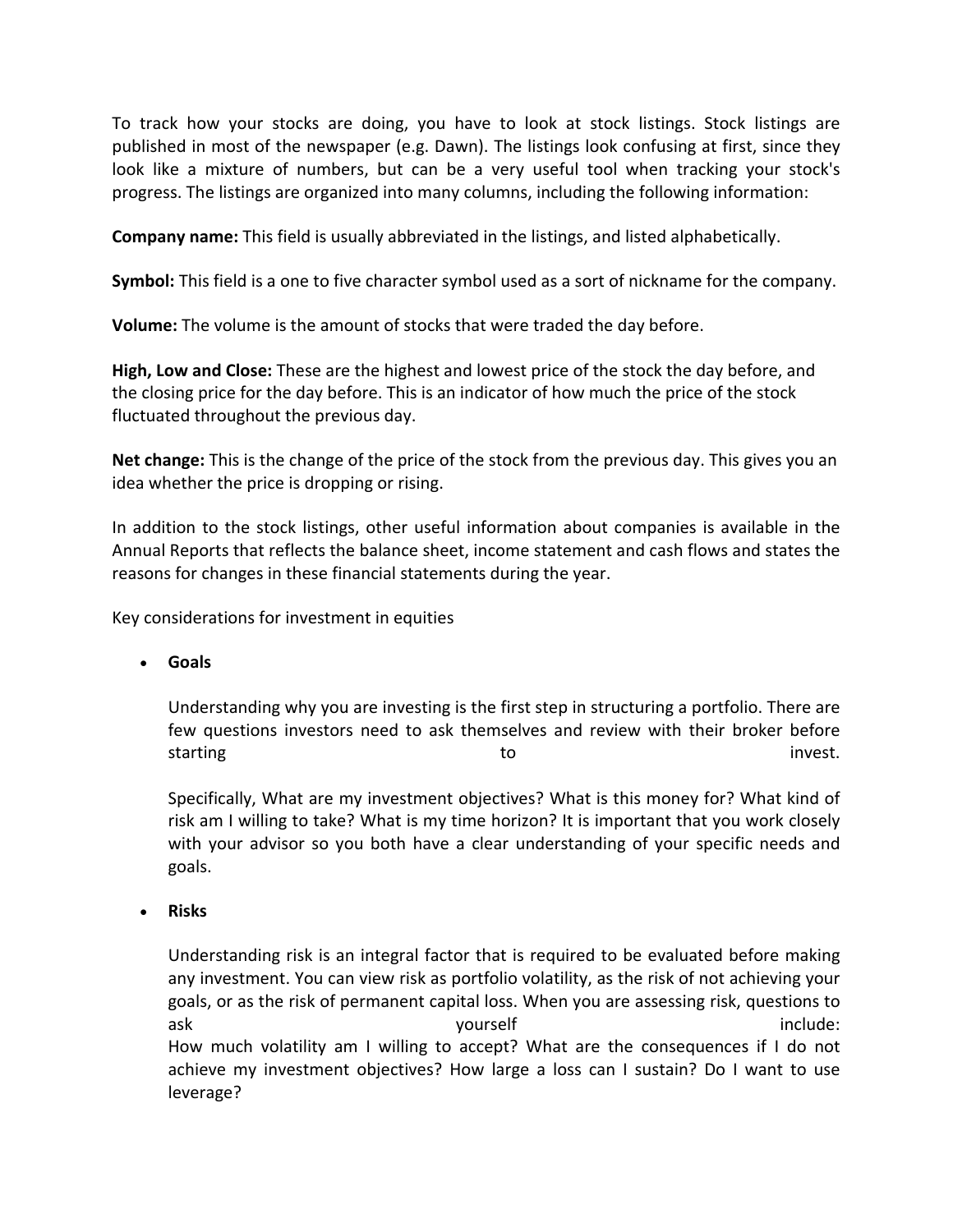To track how your stocks are doing, you have to look at stock listings. Stock listings are published in most of the newspaper (e.g. Dawn). The listings look confusing at first, since they look like a mixture of numbers, but can be a very useful tool when tracking your stock's progress. The listings are organized into many columns, including the following information:

**Company name:** This field is usually abbreviated in the listings, and listed alphabetically.

**Symbol:** This field is a one to five character symbol used as a sort of nickname for the company.

**Volume:** The volume is the amount of stocks that were traded the day before.

**High, Low and Close:** These are the highest and lowest price of the stock the day before, and the closing price for the day before. This is an indicator of how much the price of the stock fluctuated throughout the previous day.

**Net change:** This is the change of the price of the stock from the previous day. This gives you an idea whether the price is dropping or rising.

In addition to the stock listings, other useful information about companies is available in the Annual Reports that reflects the balance sheet, income statement and cash flows and states the reasons for changes in these financial statements during the year.

Key considerations for investment in equities

- **Goals**

  Understanding why you are investing is the first step in structuring a portfolio. There are few questions investors need to ask themselves and review with their broker before starting to invest.

  Specifically, What are my investment objectives? What is this money for? What kind of risk am I willing to take? What is my time horizon? It is important that you work closely with your advisor so you both have a clear understanding of your specific needs and goals.

- **Risks**

  Understanding risk is an integral factor that is required to be evaluated before making any investment. You can view risk as portfolio volatility, as the risk of not achieving your goals, or as the risk of permanent capital loss. When you are assessing risk, questions to ask yourself include:
  How much volatility am I willing to accept? What are the consequences if I do not achieve my investment objectives? How large a loss can I sustain? Do I want to use leverage?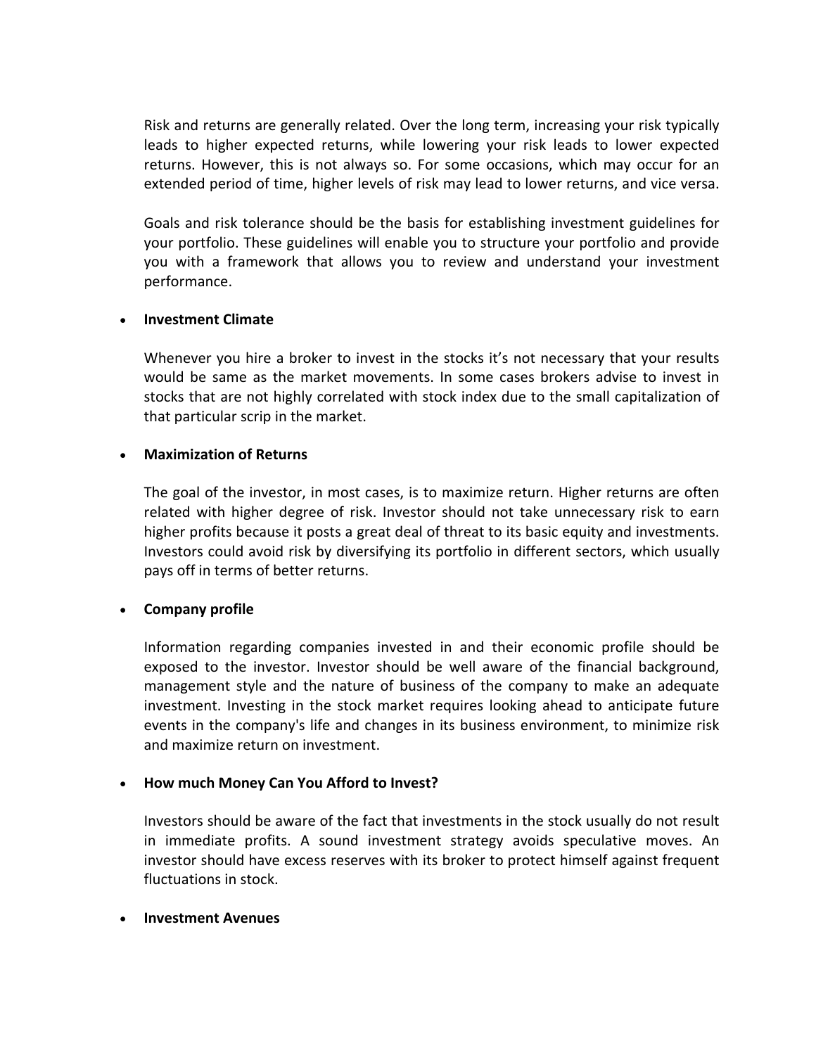Risk and returns are generally related. Over the long term, increasing your risk typically leads to higher expected returns, while lowering your risk leads to lower expected returns. However, this is not always so. For some occasions, which may occur for an extended period of time, higher levels of risk may lead to lower returns, and vice versa.

Goals and risk tolerance should be the basis for establishing investment guidelines for your portfolio. These guidelines will enable you to structure your portfolio and provide you with a framework that allows you to review and understand your investment performance.

- **Investment Climate**

  Whenever you hire a broker to invest in the stocks it's not necessary that your results would be same as the market movements. In some cases brokers advise to invest in stocks that are not highly correlated with stock index due to the small capitalization of that particular scrip in the market.

- **Maximization of Returns**

  The goal of the investor, in most cases, is to maximize return. Higher returns are often related with higher degree of risk. Investor should not take unnecessary risk to earn higher profits because it posts a great deal of threat to its basic equity and investments. Investors could avoid risk by diversifying its portfolio in different sectors, which usually pays off in terms of better returns.

- **Company profile**

  Information regarding companies invested in and their economic profile should be exposed to the investor. Investor should be well aware of the financial background, management style and the nature of business of the company to make an adequate investment. Investing in the stock market requires looking ahead to anticipate future events in the company's life and changes in its business environment, to minimize risk and maximize return on investment.

- **How much Money Can You Afford to Invest?**

  Investors should be aware of the fact that investments in the stock usually do not result in immediate profits. A sound investment strategy avoids speculative moves. An investor should have excess reserves with its broker to protect himself against frequent fluctuations in stock.

- **Investment Avenues**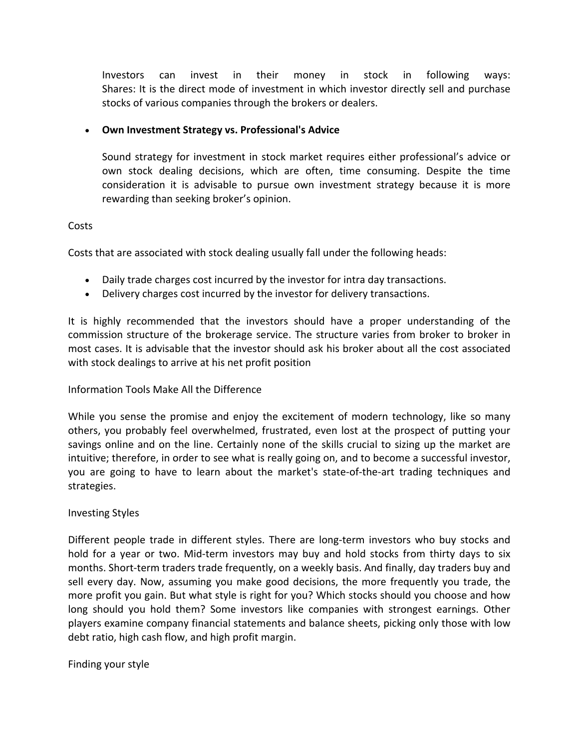Investors can invest in their money in stock in following ways:
Shares: It is the direct mode of investment in which investor directly sell and purchase stocks of various companies through the brokers or dealers.

- **Own Investment Strategy vs. Professional's Advice**

  Sound strategy for investment in stock market requires either professional's advice or own stock dealing decisions, which are often, time consuming. Despite the time consideration it is advisable to pursue own investment strategy because it is more rewarding than seeking broker's opinion.

Costs

Costs that are associated with stock dealing usually fall under the following heads:

- Daily trade charges cost incurred by the investor for intra day transactions.
- Delivery charges cost incurred by the investor for delivery transactions.

It is highly recommended that the investors should have a proper understanding of the commission structure of the brokerage service. The structure varies from broker to broker in most cases. It is advisable that the investor should ask his broker about all the cost associated with stock dealings to arrive at his net profit position

Information Tools Make All the Difference

While you sense the promise and enjoy the excitement of modern technology, like so many others, you probably feel overwhelmed, frustrated, even lost at the prospect of putting your savings online and on the line. Certainly none of the skills crucial to sizing up the market are intuitive; therefore, in order to see what is really going on, and to become a successful investor, you are going to have to learn about the market's state-of-the-art trading techniques and strategies.

Investing Styles

Different people trade in different styles. There are long-term investors who buy stocks and hold for a year or two. Mid-term investors may buy and hold stocks from thirty days to six months. Short-term traders trade frequently, on a weekly basis. And finally, day traders buy and sell every day. Now, assuming you make good decisions, the more frequently you trade, the more profit you gain. But what style is right for you? Which stocks should you choose and how long should you hold them? Some investors like companies with strongest earnings. Other players examine company financial statements and balance sheets, picking only those with low debt ratio, high cash flow, and high profit margin.

Finding your style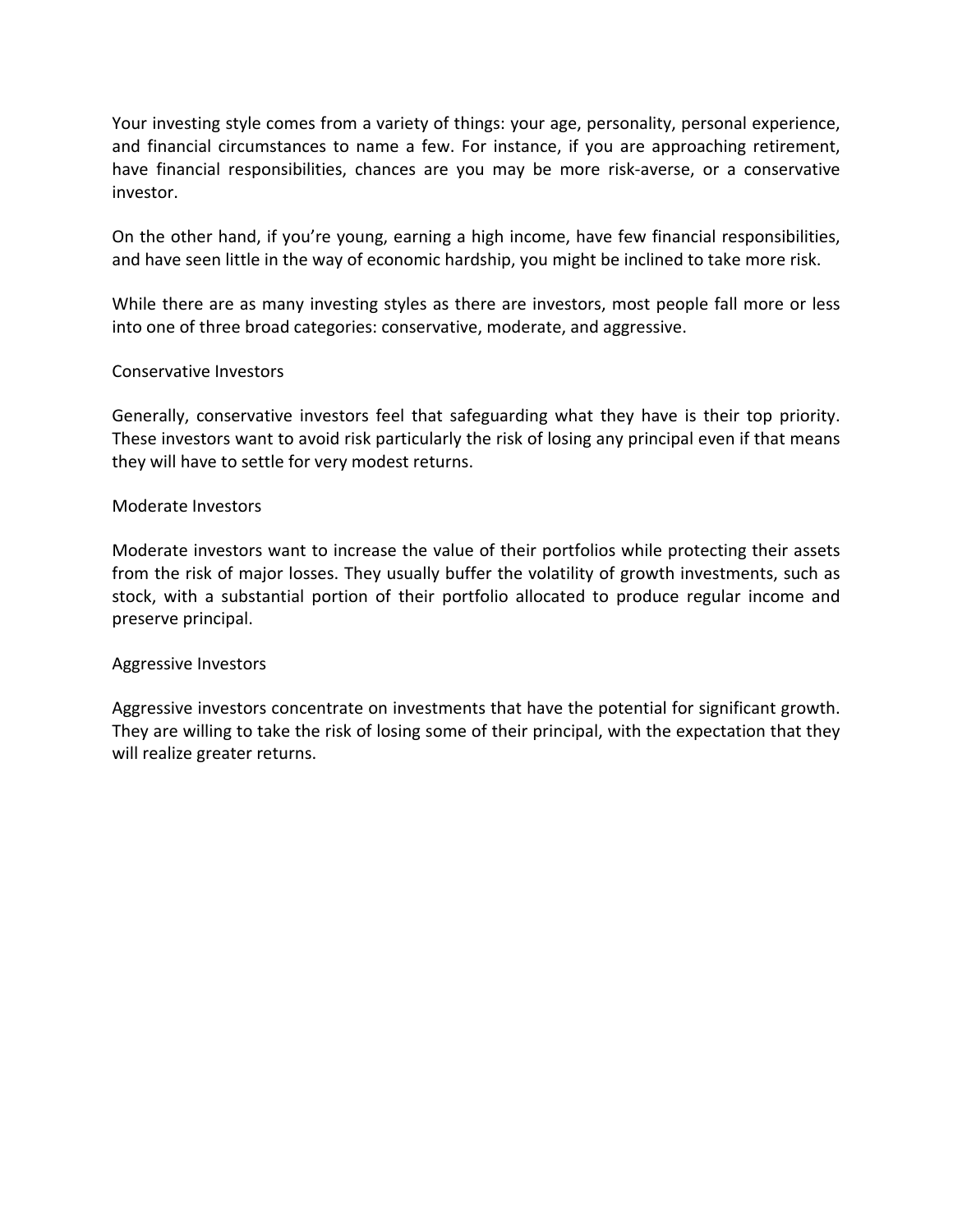Your investing style comes from a variety of things: your age, personality, personal experience, and financial circumstances to name a few. For instance, if you are approaching retirement, have financial responsibilities, chances are you may be more risk-averse, or a conservative investor.

On the other hand, if you're young, earning a high income, have few financial responsibilities, and have seen little in the way of economic hardship, you might be inclined to take more risk.

While there are as many investing styles as there are investors, most people fall more or less into one of three broad categories: conservative, moderate, and aggressive.

## Conservative Investors

Generally, conservative investors feel that safeguarding what they have is their top priority. These investors want to avoid risk particularly the risk of losing any principal even if that means they will have to settle for very modest returns.

## Moderate Investors

Moderate investors want to increase the value of their portfolios while protecting their assets from the risk of major losses. They usually buffer the volatility of growth investments, such as stock, with a substantial portion of their portfolio allocated to produce regular income and preserve principal.

## Aggressive Investors

Aggressive investors concentrate on investments that have the potential for significant growth. They are willing to take the risk of losing some of their principal, with the expectation that they will realize greater returns.